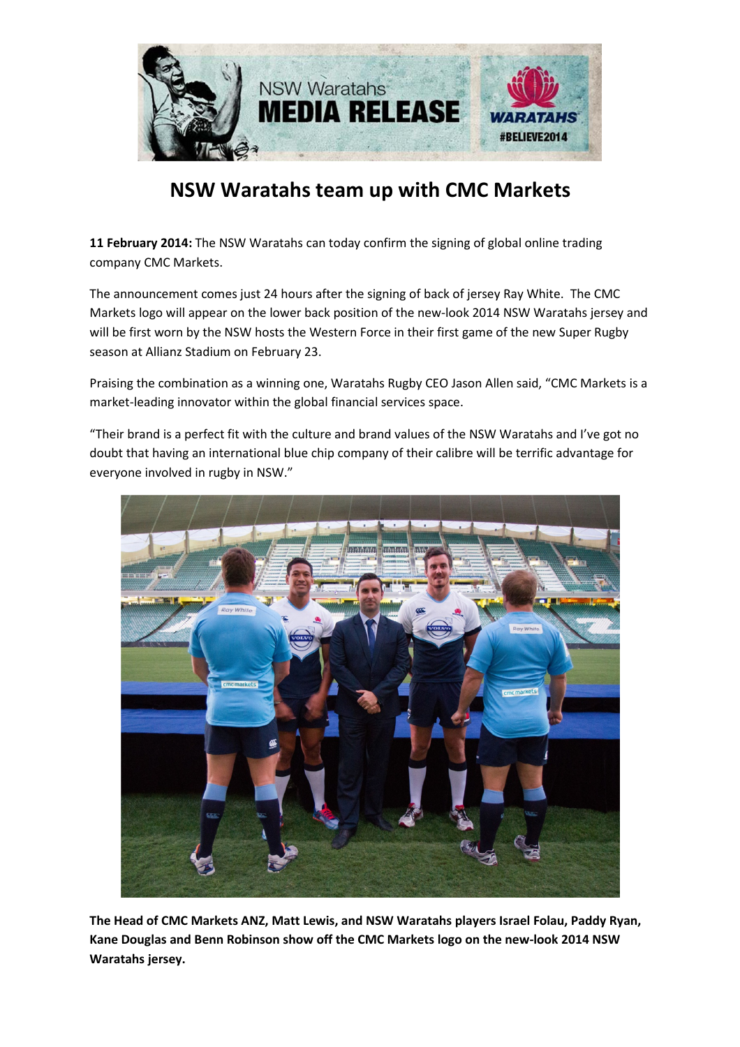# NSW Waratahs team up with CMC Markets

**11 February 2014:** The NSW Waratahs can today confirm the signing of global online trading company CMC Markets.

The announcement comes just 24 hours after the signing of back of jersey Ray White. The CMC Markets logo will appear on the lower back position of the new-look 2014 NSW Waratahs jersey and will be first worn by the NSW hosts the Western Force in their first game of the new Super Rugby season at Allianz Stadium on February 23.

Praising the combination as a winning one, Waratahs Rugby CEO Jason Allen said, "CMC Markets is a market-leading innovator within the global financial services space.

"Their brand is a perfect fit with the culture and brand values of the NSW Waratahs and I've got no doubt that having an international blue chip company of their calibre will be terrific advantage for everyone involved in rugby in NSW."

**The Head of CMC Markets ANZ, Matt Lewis, and NSW Waratahs players Israel Folau, Paddy Ryan, Kane Douglas and Benn Robinson show off the CMC Markets logo on the new-look 2014 NSW Waratahs jersey.**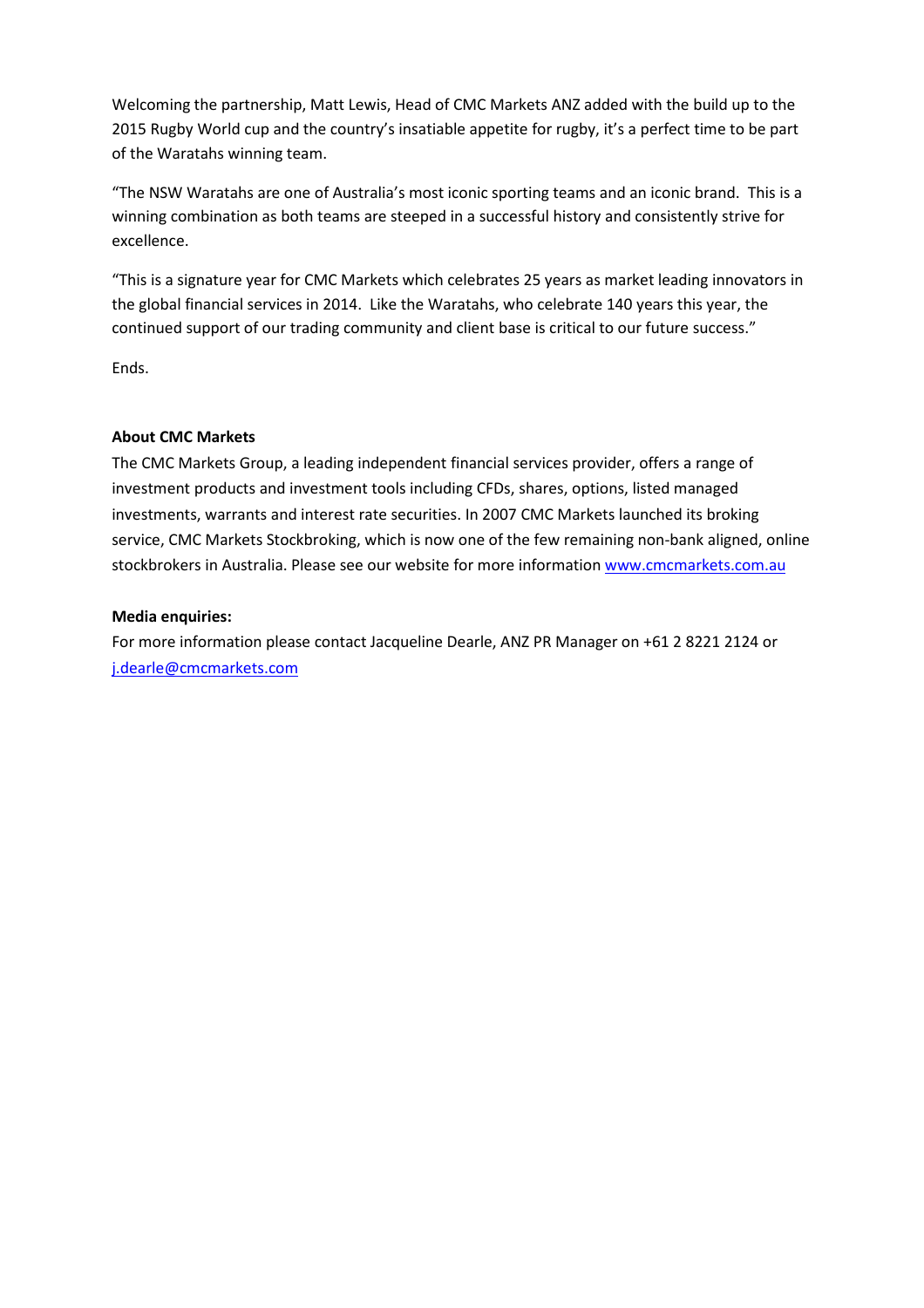Welcoming the partnership, Matt Lewis, Head of CMC Markets ANZ added with the build up to the 2015 Rugby World cup and the country's insatiable appetite for rugby, it's a perfect time to be part of the Waratahs winning team.

"The NSW Waratahs are one of Australia's most iconic sporting teams and an iconic brand. This is a winning combination as both teams are steeped in a successful history and consistently strive for excellence.

"This is a signature year for CMC Markets which celebrates 25 years as market leading innovators in the global financial services in 2014. Like the Waratahs, who celebrate 140 years this year, the continued support of our trading community and client base is critical to our future success."

Ends.

**About CMC Markets**

The CMC Markets Group, a leading independent financial services provider, offers a range of investment products and investment tools including CFDs, shares, options, listed managed investments, warrants and interest rate securities. In 2007 CMC Markets launched its broking service, CMC Markets Stockbroking, which is now one of the few remaining non-bank aligned, online stockbrokers in Australia. Please see our website for more information www.cmcmarkets.com.au

**Media enquiries:**

For more information please contact Jacqueline Dearle, ANZ PR Manager on +61 2 8221 2124 or j.dearle@cmcmarkets.com